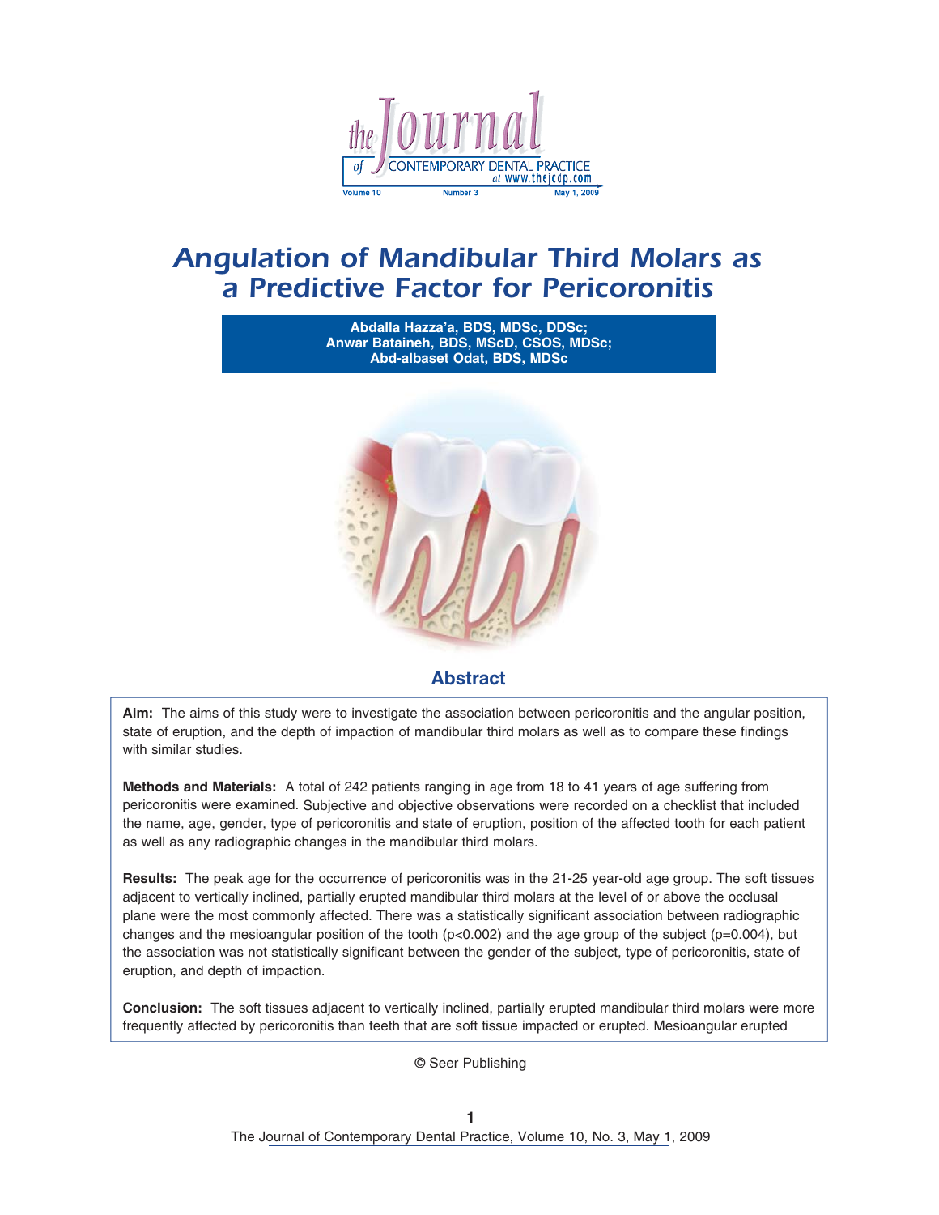# Angulation of Mandibular Third Molars as a Predictive Factor for Pericoronitis

**Abdalla Hazza'a, BDS, MDSc, DDSc; Anwar Bataineh, BDS, MScD, CSOS, MDSc; Abd-albaset Odat, BDS, MDSc**

## Abstract

**Aim:** The aims of this study were to investigate the association between pericoronitis and the angular position, state of eruption, and the depth of impaction of mandibular third molars as well as to compare these findings with similar studies.

**Methods and Materials:** A total of 242 patients ranging in age from 18 to 41 years of age suffering from pericoronitis were examined. Subjective and objective observations were recorded on a checklist that included the name, age, gender, type of pericoronitis and state of eruption, position of the affected tooth for each patient as well as any radiographic changes in the mandibular third molars.

**Results:** The peak age for the occurrence of pericoronitis was in the 21-25 year-old age group. The soft tissues adjacent to vertically inclined, partially erupted mandibular third molars at the level of or above the occlusal plane were the most commonly affected. There was a statistically significant association between radiographic changes and the mesioangular position of the tooth ($p<0.002$) and the age group of the subject ($p=0.004$), but the association was not statistically significant between the gender of the subject, type of pericoronitis, state of eruption, and depth of impaction.

**Conclusion:** The soft tissues adjacent to vertically inclined, partially erupted mandibular third molars were more frequently affected by pericoronitis than teeth that are soft tissue impacted or erupted. Mesioangular erupted

© Seer Publishing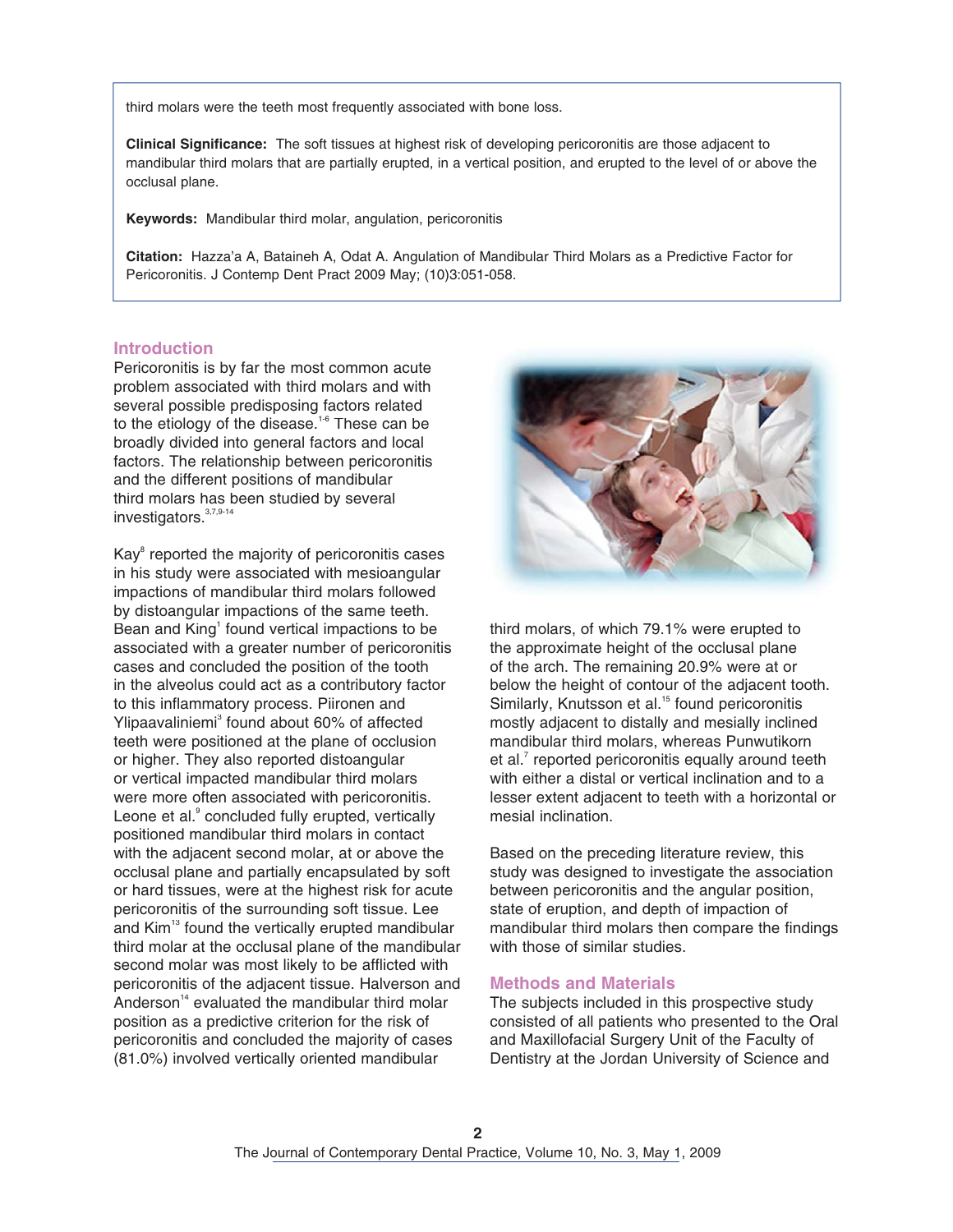third molars were the teeth most frequently associated with bone loss.

**Clinical Significance:** The soft tissues at highest risk of developing pericoronitis are those adjacent to mandibular third molars that are partially erupted, in a vertical position, and erupted to the level of or above the occlusal plane.

**Keywords:** Mandibular third molar, angulation, pericoronitis

**Citation:** Hazza'a A, Bataineh A, Odat A. Angulation of Mandibular Third Molars as a Predictive Factor for Pericoronitis. J Contemp Dent Pract 2009 May; (10)3:051-058.

## Introduction

Pericoronitis is by far the most common acute problem associated with third molars and with several possible predisposing factors related to the etiology of the disease.[1-6] These can be broadly divided into general factors and local factors. The relationship between pericoronitis and the different positions of mandibular third molars has been studied by several investigators.[3,7,9-14]

Kay[8] reported the majority of pericoronitis cases in his study were associated with mesioangular impactions of mandibular third molars followed by distoangular impactions of the same teeth. Bean and King[1] found vertical impactions to be associated with a greater number of pericoronitis cases and concluded the position of the tooth in the alveolus could act as a contributory factor to this inflammatory process. Piironen and Ylipaavaliniemi[3] found about 60% of affected teeth were positioned at the plane of occlusion or higher. They also reported distoangular or vertical impacted mandibular third molars were more often associated with pericoronitis. Leone et al.[9] concluded fully erupted, vertically positioned mandibular third molars in contact with the adjacent second molar, at or above the occlusal plane and partially encapsulated by soft or hard tissues, were at the highest risk for acute pericoronitis of the surrounding soft tissue. Lee and Kim[13] found the vertically erupted mandibular third molar at the occlusal plane of the mandibular second molar was most likely to be afflicted with pericoronitis of the adjacent tissue. Halverson and Anderson[14] evaluated the mandibular third molar position as a predictive criterion for the risk of pericoronitis and concluded the majority of cases (81.0%) involved vertically oriented mandibular third molars, of which 79.1% were erupted to the approximate height of the occlusal plane of the arch. The remaining 20.9% were at or below the height of contour of the adjacent tooth. Similarly, Knutsson et al.[15] found pericoronitis mostly adjacent to distally and mesially inclined mandibular third molars, whereas Punwutikorn et al.[7] reported pericoronitis equally around teeth with either a distal or vertical inclination and to a lesser extent adjacent to teeth with a horizontal or mesial inclination.

Based on the preceding literature review, this study was designed to investigate the association between pericoronitis and the angular position, state of eruption, and depth of impaction of mandibular third molars then compare the findings with those of similar studies.

## Methods and Materials

The subjects included in this prospective study consisted of all patients who presented to the Oral and Maxillofacial Surgery Unit of the Faculty of Dentistry at the Jordan University of Science and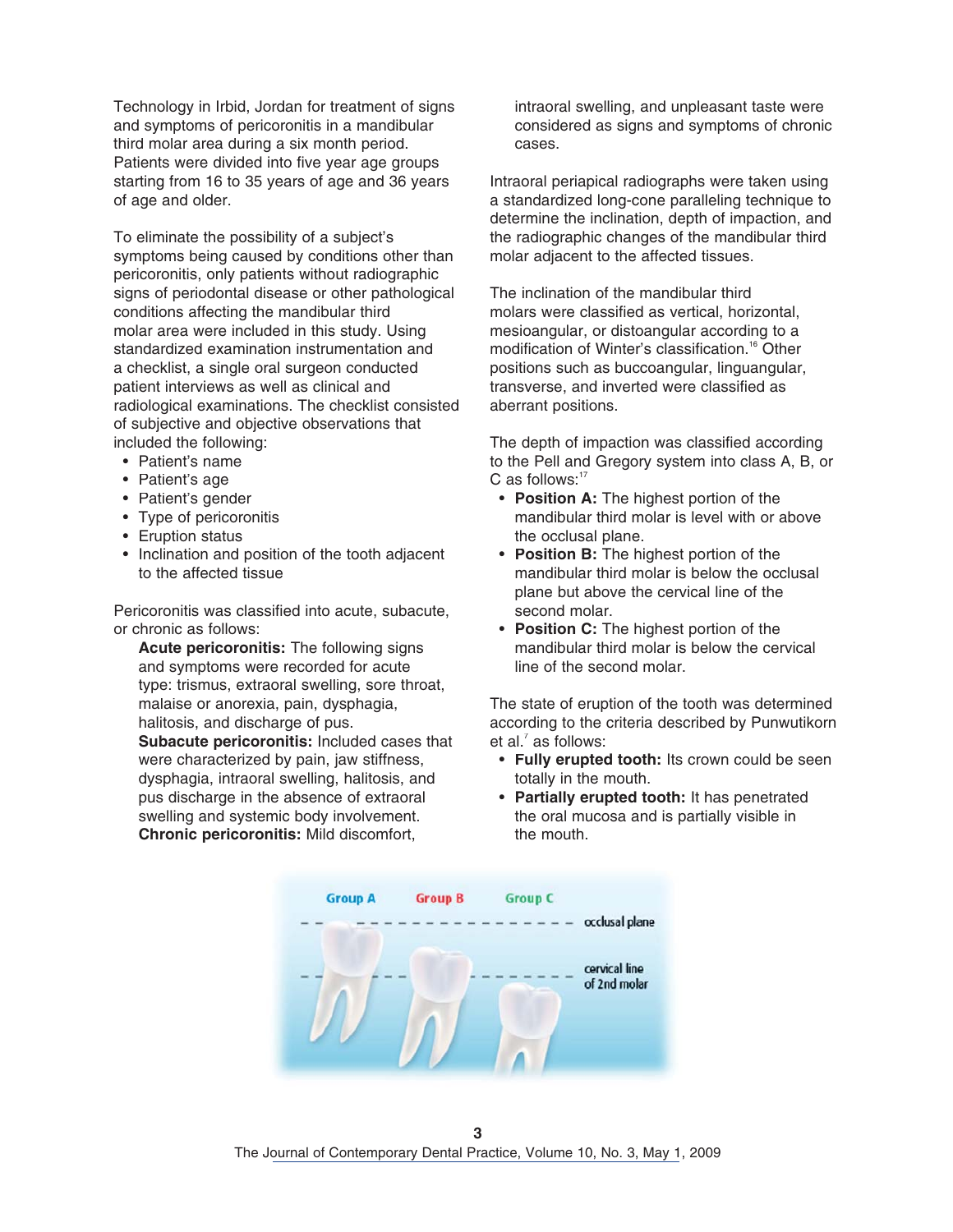Technology in Irbid, Jordan for treatment of signs and symptoms of pericoronitis in a mandibular third molar area during a six month period. Patients were divided into five year age groups starting from 16 to 35 years of age and 36 years of age and older.

To eliminate the possibility of a subject's symptoms being caused by conditions other than pericoronitis, only patients without radiographic signs of periodontal disease or other pathological conditions affecting the mandibular third molar area were included in this study. Using standardized examination instrumentation and a checklist, a single oral surgeon conducted patient interviews as well as clinical and radiological examinations. The checklist consisted of subjective and objective observations that included the following:

- Patient's name
- Patient's age
- Patient's gender
- Type of pericoronitis
- Eruption status
- Inclination and position of the tooth adjacent to the affected tissue

Pericoronitis was classified into acute, subacute, or chronic as follows:

**Acute pericoronitis:** The following signs and symptoms were recorded for acute type: trismus, extraoral swelling, sore throat, malaise or anorexia, pain, dysphagia, halitosis, and discharge of pus.

**Subacute pericoronitis:** Included cases that were characterized by pain, jaw stiffness, dysphagia, intraoral swelling, halitosis, and pus discharge in the absence of extraoral swelling and systemic body involvement.

**Chronic pericoronitis:** Mild discomfort, intraoral swelling, and unpleasant taste were considered as signs and symptoms of chronic cases.

Intraoral periapical radiographs were taken using a standardized long-cone paralleling technique to determine the inclination, depth of impaction, and the radiographic changes of the mandibular third molar adjacent to the affected tissues.

The inclination of the mandibular third molars were classified as vertical, horizontal, mesioangular, or distoangular according to a modification of Winter's classification.[16] Other positions such as buccoangular, linguangular, transverse, and inverted were classified as aberrant positions.

The depth of impaction was classified according to the Pell and Gregory system into class A, B, or C as follows:[17]

- **Position A:** The highest portion of the mandibular third molar is level with or above the occlusal plane.
- **Position B:** The highest portion of the mandibular third molar is below the occlusal plane but above the cervical line of the second molar.
- **Position C:** The highest portion of the mandibular third molar is below the cervical line of the second molar.

The state of eruption of the tooth was determined according to the criteria described by Punwutikorn et al.[7] as follows:

- **Fully erupted tooth:** Its crown could be seen totally in the mouth.
- **Partially erupted tooth:** It has penetrated the oral mucosa and is partially visible in the mouth.

Group A Group B Group C

occlusal plane

cervical line of 2nd molar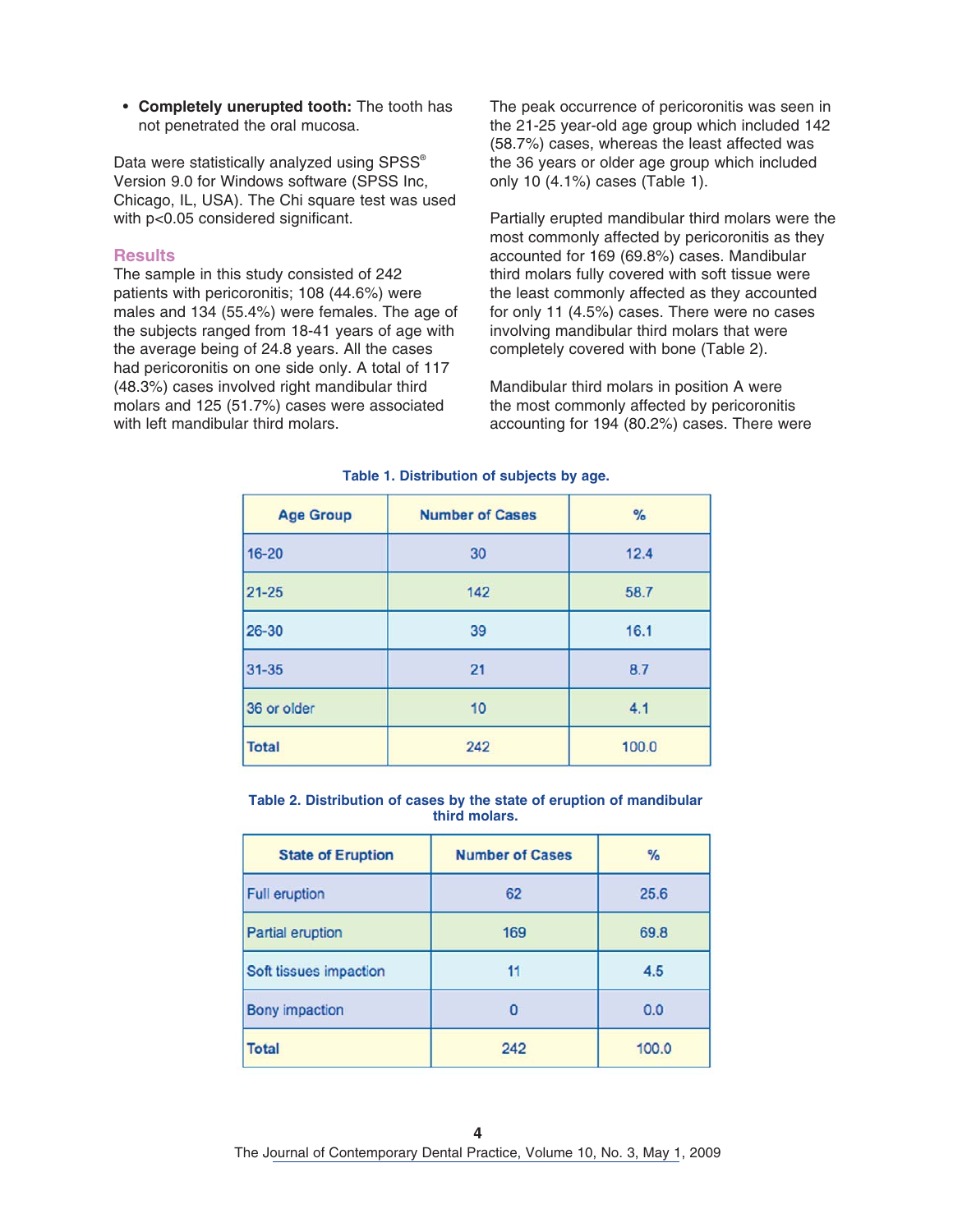- **Completely unerupted tooth:** The tooth has not penetrated the oral mucosa.

Data were statistically analyzed using SPSS® Version 9.0 for Windows software (SPSS Inc, Chicago, IL, USA). The Chi square test was used with $p<0.05$ considered significant.

## Results

The sample in this study consisted of 242 patients with pericoronitis; 108 (44.6%) were males and 134 (55.4%) were females. The age of the subjects ranged from 18-41 years of age with the average being of 24.8 years. All the cases had pericoronitis on one side only. A total of 117 (48.3%) cases involved right mandibular third molars and 125 (51.7%) cases were associated with left mandibular third molars.

The peak occurrence of pericoronitis was seen in the 21-25 year-old age group which included 142 (58.7%) cases, whereas the least affected was the 36 years or older age group which included only 10 (4.1%) cases (Table 1).

Partially erupted mandibular third molars were the most commonly affected by pericoronitis as they accounted for 169 (69.8%) cases. Mandibular third molars fully covered with soft tissue were the least commonly affected as they accounted for only 11 (4.5%) cases. There were no cases involving mandibular third molars that were completely covered with bone (Table 2).

Mandibular third molars in position A were the most commonly affected by pericoronitis accounting for 194 (80.2%) cases. There were

**Table 1. Distribution of subjects by age.**

| Age Group | Number of Cases | % |
|---|---|---|
| 16-20 | 30 | 12.4 |
| 21-25 | 142 | 58.7 |
| 26-30 | 39 | 16.1 |
| 31-35 | 21 | 8.7 |
| 36 or older | 10 | 4.1 |
| Total | 242 | 100.0 |

**Table 2. Distribution of cases by the state of eruption of mandibular third molars.**

| State of Eruption | Number of Cases | % |
|---|---|---|
| Full eruption | 62 | 25.6 |
| Partial eruption | 169 | 69.8 |
| Soft tissues impaction | 11 | 4.5 |
| Bony impaction | 0 | 0.0 |
| Total | 242 | 100.0 |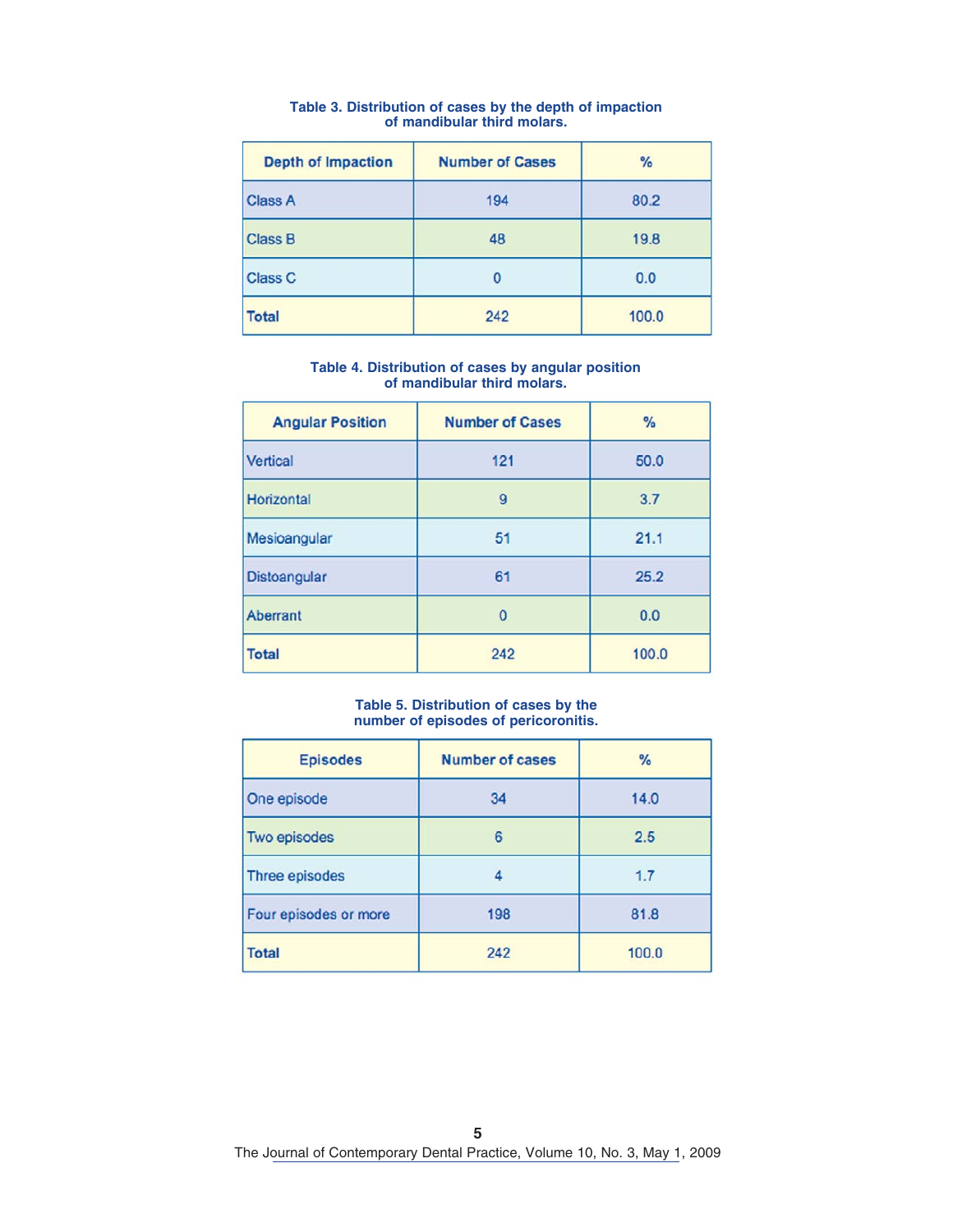**Table 3. Distribution of cases by the depth of impaction of mandibular third molars.**

| Depth of Impaction | Number of Cases | % |
|---|---|---|
| Class A | 194 | 80.2 |
| Class B | 48 | 19.8 |
| Class C | 0 | 0.0 |
| **Total** | 242 | 100.0 |

**Table 4. Distribution of cases by angular position of mandibular third molars.**

| Angular Position | Number of Cases | % |
|---|---|---|
| Vertical | 121 | 50.0 |
| Horizontal | 9 | 3.7 |
| Mesioangular | 51 | 21.1 |
| Distoangular | 61 | 25.2 |
| Aberrant | 0 | 0.0 |
| **Total** | 242 | 100.0 |

**Table 5. Distribution of cases by the number of episodes of pericoronitis.**

| Episodes | Number of cases | % |
|---|---|---|
| One episode | 34 | 14.0 |
| Two episodes | 6 | 2.5 |
| Three episodes | 4 | 1.7 |
| Four episodes or more | 198 | 81.8 |
| **Total** | 242 | 100.0 |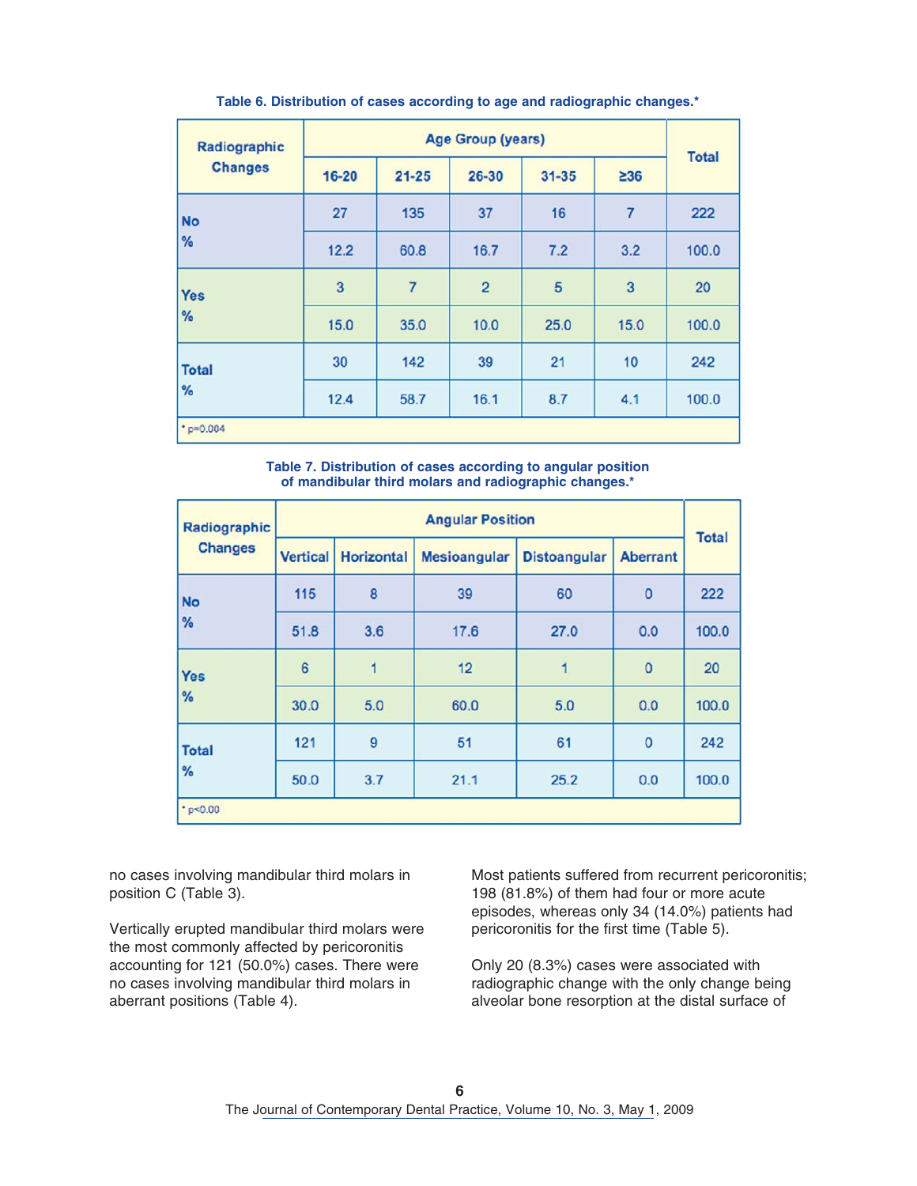**Table 6. Distribution of cases according to age and radiographic changes.***

| Radiographic Changes | Age Group (years) | | | | | Total |
|---|---|---|---|---|---|---|
| | 16-20 | 21-25 | 26-30 | 31-35 | ≥36 | |
| No | 27 | 135 | 37 | 16 | 7 | 222 |
| % | 12.2 | 60.8 | 16.7 | 7.2 | 3.2 | 100.0 |
| Yes | 3 | 7 | 2 | 5 | 3 | 20 |
| % | 15.0 | 35.0 | 10.0 | 25.0 | 15.0 | 100.0 |
| Total | 30 | 142 | 39 | 21 | 10 | 242 |
| % | 12.4 | 58.7 | 16.1 | 8.7 | 4.1 | 100.0 |

* $p=0.004$

**Table 7. Distribution of cases according to angular position of mandibular third molars and radiographic changes.***

| Radiographic Changes | Angular Position | | | | | Total |
|---|---|---|---|---|---|---|
| | Vertical | Horizontal | Mesioangular | Distoangular | Aberrant | |
| No | 115 | 8 | 39 | 60 | 0 | 222 |
| % | 51.8 | 3.6 | 17.6 | 27.0 | 0.0 | 100.0 |
| Yes | 6 | 1 | 12 | 1 | 0 | 20 |
| % | 30.0 | 5.0 | 60.0 | 5.0 | 0.0 | 100.0 |
| Total | 121 | 9 | 51 | 61 | 0 | 242 |
| % | 50.0 | 3.7 | 21.1 | 25.2 | 0.0 | 100.0 |

* $p<0.00$

no cases involving mandibular third molars in position C (Table 3).

Vertically erupted mandibular third molars were the most commonly affected by pericoronitis accounting for 121 (50.0%) cases. There were no cases involving mandibular third molars in aberrant positions (Table 4).

Most patients suffered from recurrent pericoronitis; 198 (81.8%) of them had four or more acute episodes, whereas only 34 (14.0%) patients had pericoronitis for the first time (Table 5).

Only 20 (8.3%) cases were associated with radiographic change with the only change being alveolar bone resorption at the distal surface of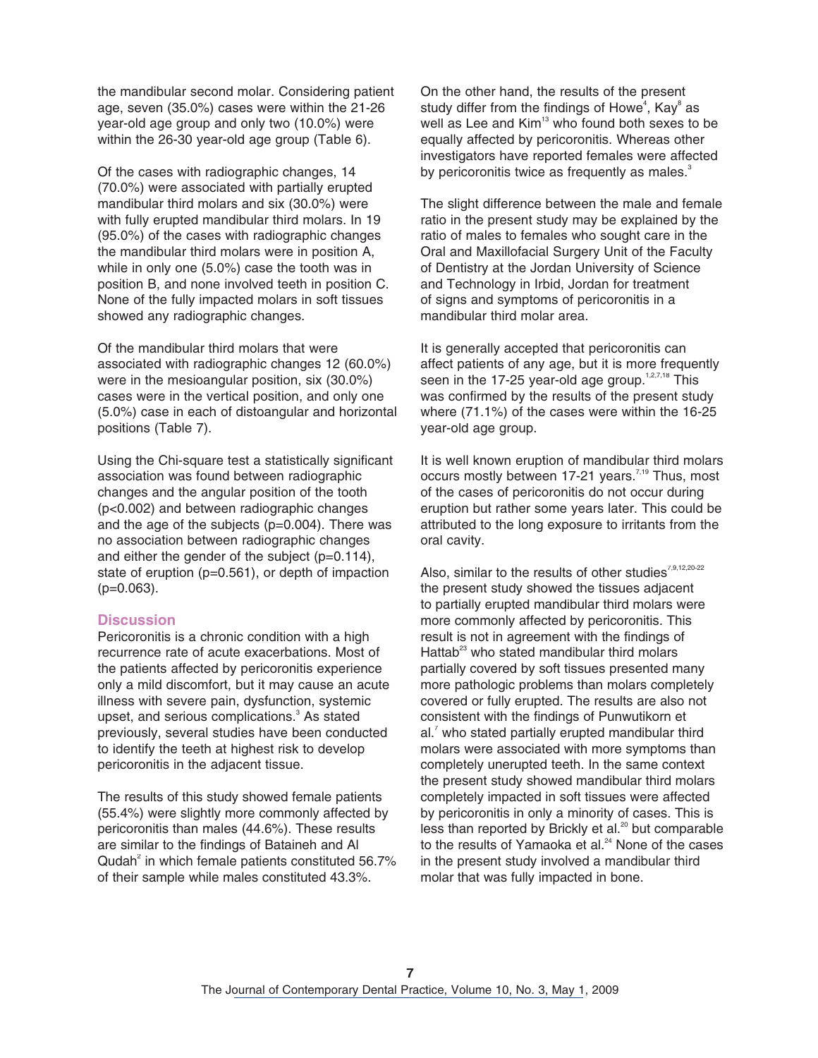the mandibular second molar. Considering patient age, seven (35.0%) cases were within the 21-26 year-old age group and only two (10.0%) were within the 26-30 year-old age group (Table 6).

Of the cases with radiographic changes, 14 (70.0%) were associated with partially erupted mandibular third molars and six (30.0%) were with fully erupted mandibular third molars. In 19 (95.0%) of the cases with radiographic changes the mandibular third molars were in position A, while in only one (5.0%) case the tooth was in position B, and none involved teeth in position C. None of the fully impacted molars in soft tissues showed any radiographic changes.

Of the mandibular third molars that were associated with radiographic changes 12 (60.0%) were in the mesioangular position, six (30.0%) cases were in the vertical position, and only one (5.0%) case in each of distoangular and horizontal positions (Table 7).

Using the Chi-square test a statistically significant association was found between radiographic changes and the angular position of the tooth ($p<0.002$) and between radiographic changes and the age of the subjects ($p=0.004$). There was no association between radiographic changes and either the gender of the subject ($p=0.114$), state of eruption ($p=0.561$), or depth of impaction ($p=0.063$).

## Discussion

Pericoronitis is a chronic condition with a high recurrence rate of acute exacerbations. Most of the patients affected by pericoronitis experience only a mild discomfort, but it may cause an acute illness with severe pain, dysfunction, systemic upset, and serious complications.[3] As stated previously, several studies have been conducted to identify the teeth at highest risk to develop pericoronitis in the adjacent tissue.

The results of this study showed female patients (55.4%) were slightly more commonly affected by pericoronitis than males (44.6%). These results are similar to the findings of Bataineh and Al Qudah[2] in which female patients constituted 56.7% of their sample while males constituted 43.3%.

On the other hand, the results of the present study differ from the findings of Howe[4], Kay[8] as well as Lee and Kim[13] who found both sexes to be equally affected by pericoronitis. Whereas other investigators have reported females were affected by pericoronitis twice as frequently as males.[3]

The slight difference between the male and female ratio in the present study may be explained by the ratio of males to females who sought care in the Oral and Maxillofacial Surgery Unit of the Faculty of Dentistry at the Jordan University of Science and Technology in Irbid, Jordan for treatment of signs and symptoms of pericoronitis in a mandibular third molar area.

It is generally accepted that pericoronitis can affect patients of any age, but it is more frequently seen in the 17-25 year-old age group.[1,2,7,18] This was confirmed by the results of the present study where (71.1%) of the cases were within the 16-25 year-old age group.

It is well known eruption of mandibular third molars occurs mostly between 17-21 years.[7,19] Thus, most of the cases of pericoronitis do not occur during eruption but rather some years later. This could be attributed to the long exposure to irritants from the oral cavity.

Also, similar to the results of other studies[7,9,12,20-22] the present study showed the tissues adjacent to partially erupted mandibular third molars were more commonly affected by pericoronitis. This result is not in agreement with the findings of Hattab[23] who stated mandibular third molars partially covered by soft tissues presented many more pathologic problems than molars completely covered or fully erupted. The results are also not consistent with the findings of Punwutikorn et al.[7] who stated partially erupted mandibular third molars were associated with more symptoms than completely unerupted teeth. In the same context the present study showed mandibular third molars completely impacted in soft tissues were affected by pericoronitis in only a minority of cases. This is less than reported by Brickly et al.[20] but comparable to the results of Yamaoka et al.[24] None of the cases in the present study involved a mandibular third molar that was fully impacted in bone.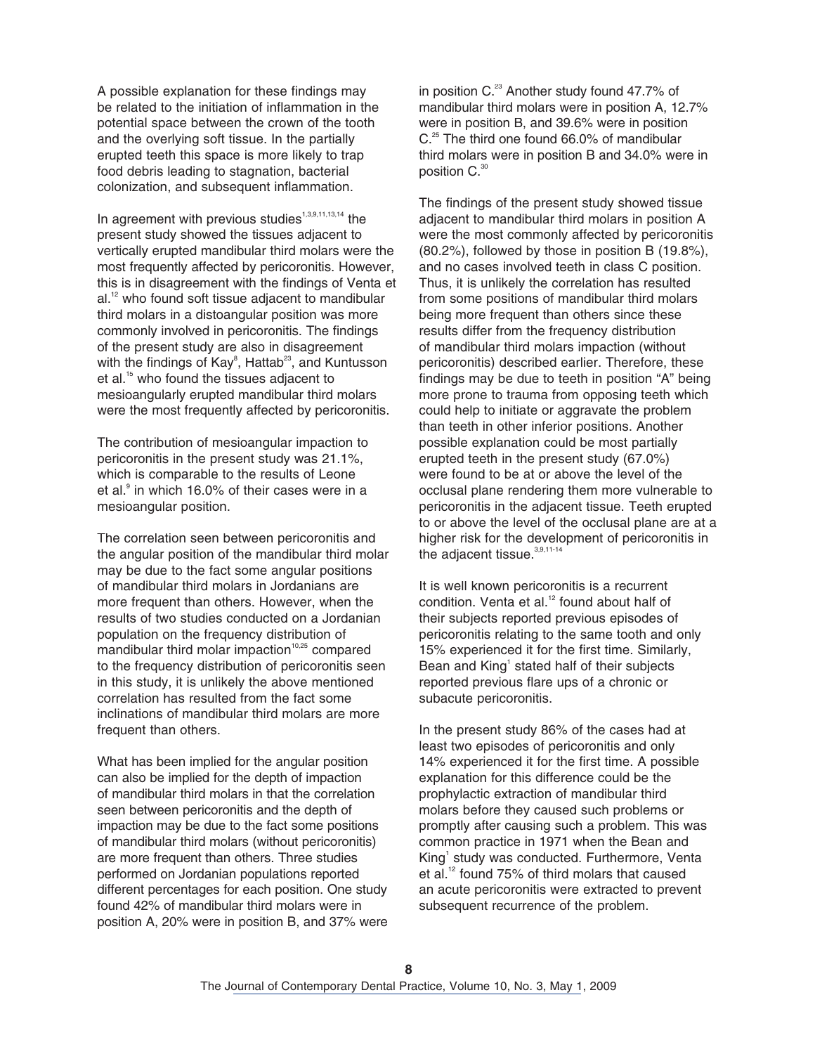A possible explanation for these findings may be related to the initiation of inflammation in the potential space between the crown of the tooth and the overlying soft tissue. In the partially erupted teeth this space is more likely to trap food debris leading to stagnation, bacterial colonization, and subsequent inflammation.

In agreement with previous studies[1,3,9,11,13,14] the present study showed the tissues adjacent to vertically erupted mandibular third molars were the most frequently affected by pericoronitis. However, this is in disagreement with the findings of Venta et al.[12] who found soft tissue adjacent to mandibular third molars in a distoangular position was more commonly involved in pericoronitis. The findings of the present study are also in disagreement with the findings of Kay[8], Hattab[23], and Kuntusson et al.[15] who found the tissues adjacent to mesioangularly erupted mandibular third molars were the most frequently affected by pericoronitis.

The contribution of mesioangular impaction to pericoronitis in the present study was 21.1%, which is comparable to the results of Leone et al.[9] in which 16.0% of their cases were in a mesioangular position.

The correlation seen between pericoronitis and the angular position of the mandibular third molar may be due to the fact some angular positions of mandibular third molars in Jordanians are more frequent than others. However, when the results of two studies conducted on a Jordanian population on the frequency distribution of mandibular third molar impaction[10,25] compared to the frequency distribution of pericoronitis seen in this study, it is unlikely the above mentioned correlation has resulted from the fact some inclinations of mandibular third molars are more frequent than others.

What has been implied for the angular position can also be implied for the depth of impaction of mandibular third molars in that the correlation seen between pericoronitis and the depth of impaction may be due to the fact some positions of mandibular third molars (without pericoronitis) are more frequent than others. Three studies performed on Jordanian populations reported different percentages for each position. One study found 42% of mandibular third molars were in position A, 20% were in position B, and 37% were in position C.[23] Another study found 47.7% of mandibular third molars were in position A, 12.7% were in position B, and 39.6% were in position C.[25] The third one found 66.0% of mandibular third molars were in position B and 34.0% were in position C.[30]

The findings of the present study showed tissue adjacent to mandibular third molars in position A were the most commonly affected by pericoronitis (80.2%), followed by those in position B (19.8%), and no cases involved teeth in class C position. Thus, it is unlikely the correlation has resulted from some positions of mandibular third molars being more frequent than others since these results differ from the frequency distribution of mandibular third molars impaction (without pericoronitis) described earlier. Therefore, these findings may be due to teeth in position "A" being more prone to trauma from opposing teeth which could help to initiate or aggravate the problem than teeth in other inferior positions. Another possible explanation could be most partially erupted teeth in the present study (67.0%) were found to be at or above the level of the occlusal plane rendering them more vulnerable to pericoronitis in the adjacent tissue. Teeth erupted to or above the level of the occlusal plane are at a higher risk for the development of pericoronitis in the adjacent tissue.[3,9,11-14]

It is well known pericoronitis is a recurrent condition. Venta et al.[12] found about half of their subjects reported previous episodes of pericoronitis relating to the same tooth and only 15% experienced it for the first time. Similarly, Bean and King[1] stated half of their subjects reported previous flare ups of a chronic or subacute pericoronitis.

In the present study 86% of the cases had at least two episodes of pericoronitis and only 14% experienced it for the first time. A possible explanation for this difference could be the prophylactic extraction of mandibular third molars before they caused such problems or promptly after causing such a problem. This was common practice in 1971 when the Bean and King[1] study was conducted. Furthermore, Venta et al.[12] found 75% of third molars that caused an acute pericoronitis were extracted to prevent subsequent recurrence of the problem.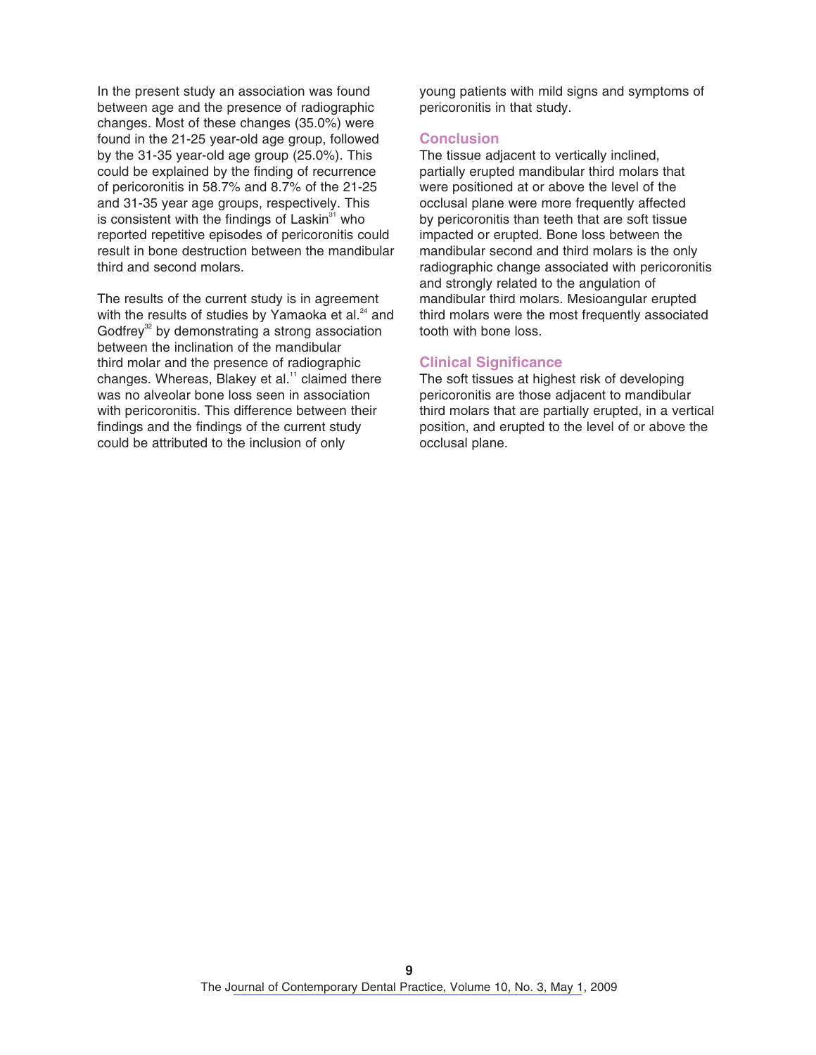In the present study an association was found between age and the presence of radiographic changes. Most of these changes (35.0%) were found in the 21-25 year-old age group, followed by the 31-35 year-old age group (25.0%). This could be explained by the finding of recurrence of pericoronitis in 58.7% and 8.7% of the 21-25 and 31-35 year age groups, respectively. This is consistent with the findings of Laskin[31] who reported repetitive episodes of pericoronitis could result in bone destruction between the mandibular third and second molars.

The results of the current study is in agreement with the results of studies by Yamaoka et al.[24] and Godfrey[32] by demonstrating a strong association between the inclination of the mandibular third molar and the presence of radiographic changes. Whereas, Blakey et al.[11] claimed there was no alveolar bone loss seen in association with pericoronitis. This difference between their findings and the findings of the current study could be attributed to the inclusion of only young patients with mild signs and symptoms of pericoronitis in that study.

## Conclusion

The tissue adjacent to vertically inclined, partially erupted mandibular third molars that were positioned at or above the level of the occlusal plane were more frequently affected by pericoronitis than teeth that are soft tissue impacted or erupted. Bone loss between the mandibular second and third molars is the only radiographic change associated with pericoronitis and strongly related to the angulation of mandibular third molars. Mesioangular erupted third molars were the most frequently associated tooth with bone loss.

## Clinical Significance

The soft tissues at highest risk of developing pericoronitis are those adjacent to mandibular third molars that are partially erupted, in a vertical position, and erupted to the level of or above the occlusal plane.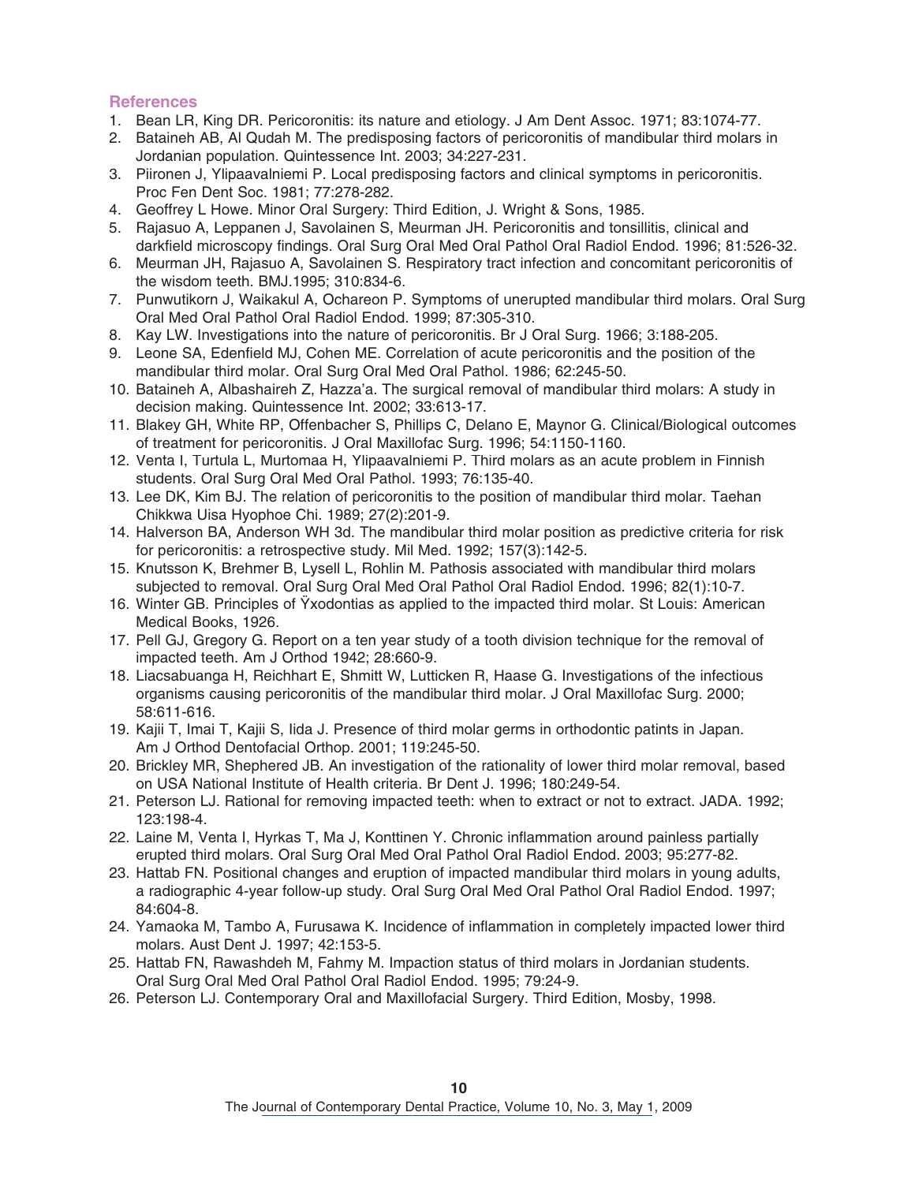## References

1. Bean LR, King DR. Pericoronitis: its nature and etiology. J Am Dent Assoc. 1971; 83:1074-77.
2. Bataineh AB, Al Qudah M. The predisposing factors of pericoronitis of mandibular third molars in Jordanian population. Quintessence Int. 2003; 34:227-231.
3. Piironen J, Ylipaavalniemi P. Local predisposing factors and clinical symptoms in pericoronitis. Proc Fen Dent Soc. 1981; 77:278-282.
4. Geoffrey L Howe. Minor Oral Surgery: Third Edition, J. Wright & Sons, 1985.
5. Rajasuo A, Leppanen J, Savolainen S, Meurman JH. Pericoronitis and tonsillitis, clinical and darkfield microscopy findings. Oral Surg Oral Med Oral Pathol Oral Radiol Endod. 1996; 81:526-32.
6. Meurman JH, Rajasuo A, Savolainen S. Respiratory tract infection and concomitant pericoronitis of the wisdom teeth. BMJ.1995; 310:834-6.
7. Punwutikorn J, Waikakul A, Ochareon P. Symptoms of unerupted mandibular third molars. Oral Surg Oral Med Oral Pathol Oral Radiol Endod. 1999; 87:305-310.
8. Kay LW. Investigations into the nature of pericoronitis. Br J Oral Surg. 1966; 3:188-205.
9. Leone SA, Edenfield MJ, Cohen ME. Correlation of acute pericoronitis and the position of the mandibular third molar. Oral Surg Oral Med Oral Pathol. 1986; 62:245-50.
10. Bataineh A, Albashaireh Z, Hazza'a. The surgical removal of mandibular third molars: A study in decision making. Quintessence Int. 2002; 33:613-17.
11. Blakey GH, White RP, Offenbacher S, Phillips C, Delano E, Maynor G. Clinical/Biological outcomes of treatment for pericoronitis. J Oral Maxillofac Surg. 1996; 54:1150-1160.
12. Venta I, Turtula L, Murtomaa H, Ylipaavalniemi P. Third molars as an acute problem in Finnish students. Oral Surg Oral Med Oral Pathol. 1993; 76:135-40.
13. Lee DK, Kim BJ. The relation of pericoronitis to the position of mandibular third molar. Taehan Chikkwa Uisa Hyophoe Chi. 1989; 27(2):201-9.
14. Halverson BA, Anderson WH 3d. The mandibular third molar position as predictive criteria for risk for pericoronitis: a retrospective study. Mil Med. 1992; 157(3):142-5.
15. Knutsson K, Brehmer B, Lysell L, Rohlin M. Pathosis associated with mandibular third molars subjected to removal. Oral Surg Oral Med Oral Pathol Oral Radiol Endod. 1996; 82(1):10-7.
16. Winter GB. Principles of Ÿxodontias as applied to the impacted third molar. St Louis: American Medical Books, 1926.
17. Pell GJ, Gregory G. Report on a ten year study of a tooth division technique for the removal of impacted teeth. Am J Orthod 1942; 28:660-9.
18. Liacsabuanga H, Reichhart E, Shmitt W, Lutticken R, Haase G. Investigations of the infectious organisms causing pericoronitis of the mandibular third molar. J Oral Maxillofac Surg. 2000; 58:611-616.
19. Kajii T, Imai T, Kajii S, Iida J. Presence of third molar germs in orthodontic patints in Japan. Am J Orthod Dentofacial Orthop. 2001; 119:245-50.
20. Brickley MR, Shephered JB. An investigation of the rationality of lower third molar removal, based on USA National Institute of Health criteria. Br Dent J. 1996; 180:249-54.
21. Peterson LJ. Rational for removing impacted teeth: when to extract or not to extract. JADA. 1992; 123:198-4.
22. Laine M, Venta I, Hyrkas T, Ma J, Konttinen Y. Chronic inflammation around painless partially erupted third molars. Oral Surg Oral Med Oral Pathol Oral Radiol Endod. 2003; 95:277-82.
23. Hattab FN. Positional changes and eruption of impacted mandibular third molars in young adults, a radiographic 4-year follow-up study. Oral Surg Oral Med Oral Pathol Oral Radiol Endod. 1997; 84:604-8.
24. Yamaoka M, Tambo A, Furusawa K. Incidence of inflammation in completely impacted lower third molars. Aust Dent J. 1997; 42:153-5.
25. Hattab FN, Rawashdeh M, Fahmy M. Impaction status of third molars in Jordanian students. Oral Surg Oral Med Oral Pathol Oral Radiol Endod. 1995; 79:24-9.
26. Peterson LJ. Contemporary Oral and Maxillofacial Surgery. Third Edition, Mosby, 1998.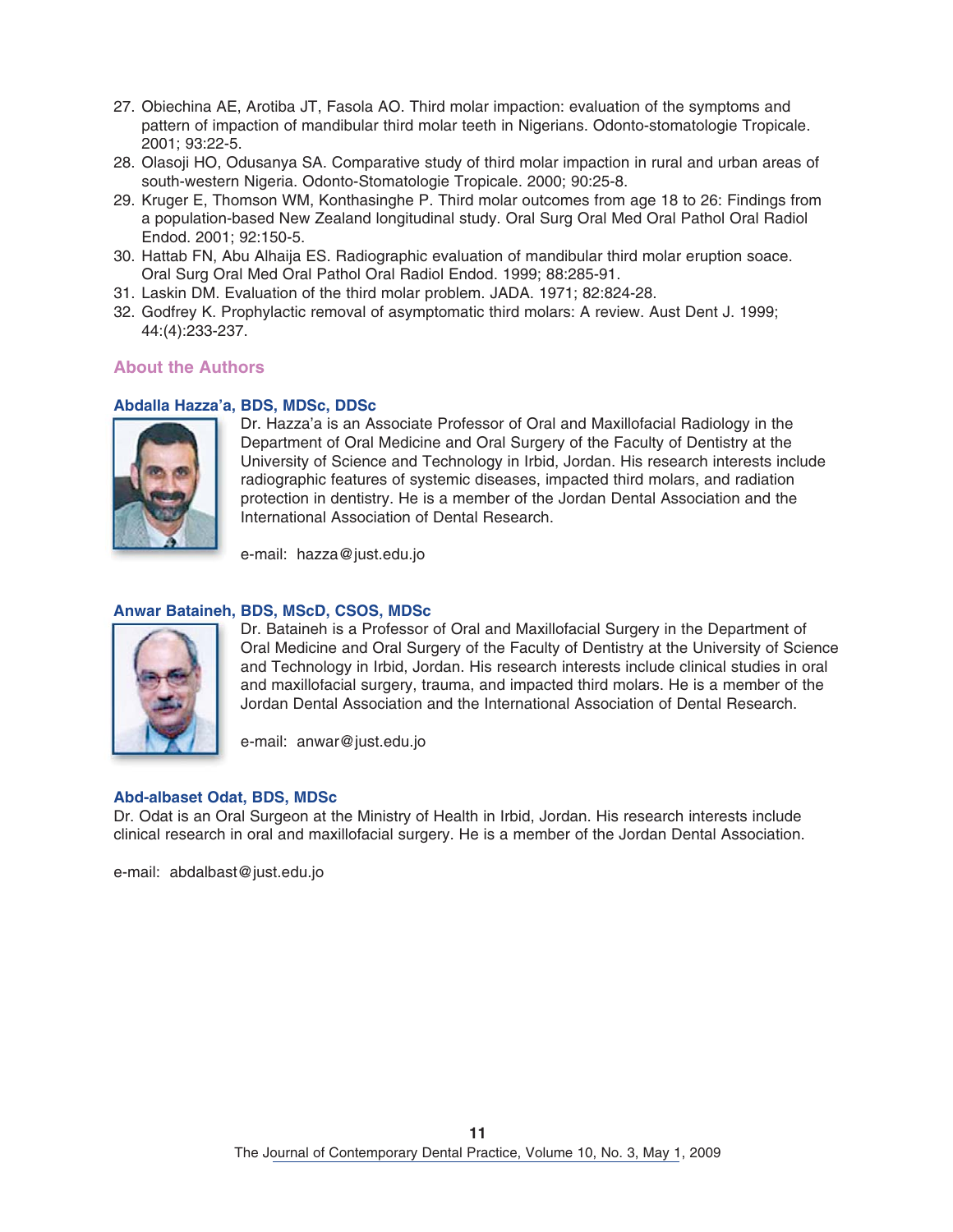27. Obiechina AE, Arotiba JT, Fasola AO. Third molar impaction: evaluation of the symptoms and pattern of impaction of mandibular third molar teeth in Nigerians. Odonto-stomatologie Tropicale. 2001; 93:22-5.
28. Olasoji HO, Odusanya SA. Comparative study of third molar impaction in rural and urban areas of south-western Nigeria. Odonto-Stomatologie Tropicale. 2000; 90:25-8.
29. Kruger E, Thomson WM, Konthasinghe P. Third molar outcomes from age 18 to 26: Findings from a population-based New Zealand longitudinal study. Oral Surg Oral Med Oral Pathol Oral Radiol Endod. 2001; 92:150-5.
30. Hattab FN, Abu Alhaija ES. Radiographic evaluation of mandibular third molar eruption soace. Oral Surg Oral Med Oral Pathol Oral Radiol Endod. 1999; 88:285-91.
31. Laskin DM. Evaluation of the third molar problem. JADA. 1971; 82:824-28.
32. Godfrey K. Prophylactic removal of asymptomatic third molars: A review. Aust Dent J. 1999; 44:(4):233-237.

## About the Authors

### Abdalla Hazza'a, BDS, MDSc, DDSc

Dr. Hazza'a is an Associate Professor of Oral and Maxillofacial Radiology in the Department of Oral Medicine and Oral Surgery of the Faculty of Dentistry at the University of Science and Technology in Irbid, Jordan. His research interests include radiographic features of systemic diseases, impacted third molars, and radiation protection in dentistry. He is a member of the Jordan Dental Association and the International Association of Dental Research.

e-mail: hazza@just.edu.jo

### Anwar Bataineh, BDS, MScD, CSOS, MDSc

Dr. Bataineh is a Professor of Oral and Maxillofacial Surgery in the Department of Oral Medicine and Oral Surgery of the Faculty of Dentistry at the University of Science and Technology in Irbid, Jordan. His research interests include clinical studies in oral and maxillofacial surgery, trauma, and impacted third molars. He is a member of the Jordan Dental Association and the International Association of Dental Research.

e-mail: anwar@just.edu.jo

### Abd-albaset Odat, BDS, MDSc

Dr. Odat is an Oral Surgeon at the Ministry of Health in Irbid, Jordan. His research interests include clinical research in oral and maxillofacial surgery. He is a member of the Jordan Dental Association.

e-mail: abdalbast@just.edu.jo